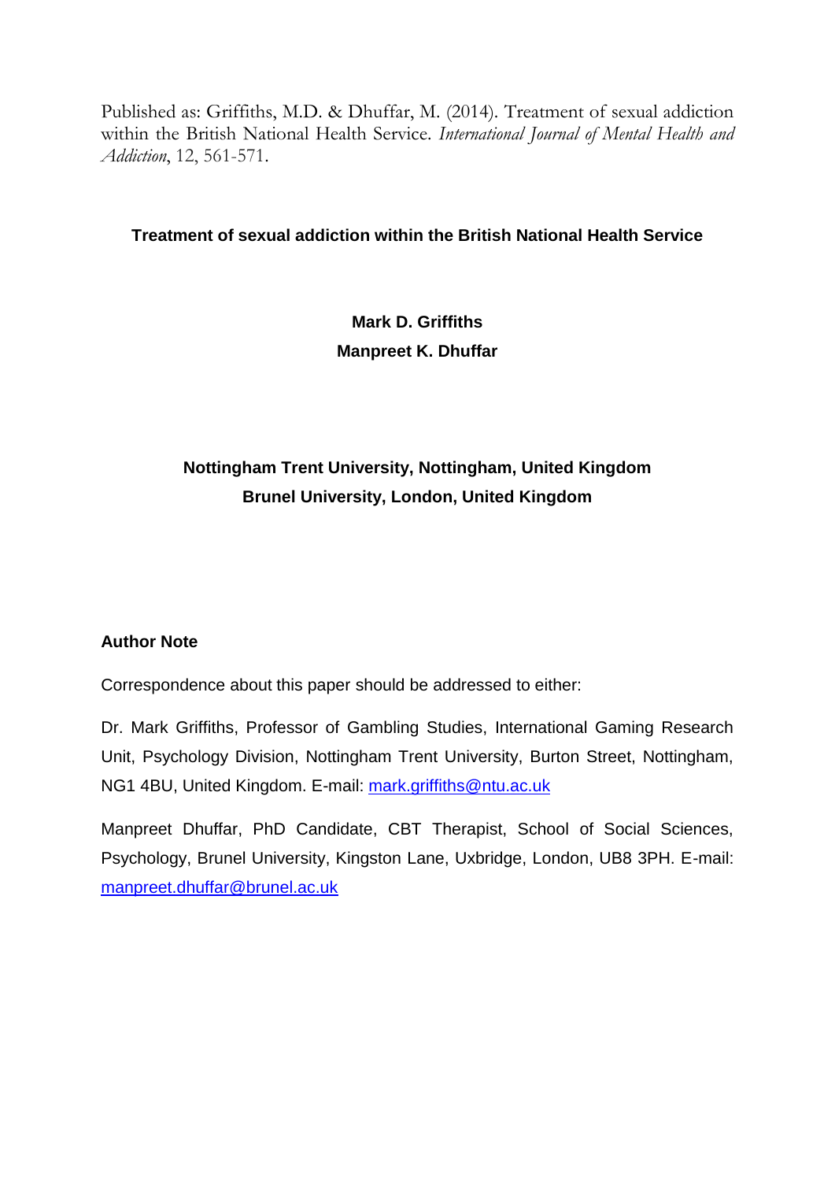Published as: Griffiths, M.D. & Dhuffar, M. (2014). Treatment of sexual addiction within the British National Health Service. *International Journal of Mental Health and Addiction*, 12, 561-571.

# Treatment of sexual addiction within the British National Health Service

**Mark D. Griffiths**
**Manpreet K. Dhuffar**

**Nottingham Trent University, Nottingham, United Kingdom**
**Brunel University, London, United Kingdom**

## Author Note

Correspondence about this paper should be addressed to either:

Dr. Mark Griffiths, Professor of Gambling Studies, International Gaming Research Unit, Psychology Division, Nottingham Trent University, Burton Street, Nottingham, NG1 4BU, United Kingdom. E-mail: mark.griffiths@ntu.ac.uk

Manpreet Dhuffar, PhD Candidate, CBT Therapist, School of Social Sciences, Psychology, Brunel University, Kingston Lane, Uxbridge, London, UB8 3PH. E-mail: manpreet.dhuffar@brunel.ac.uk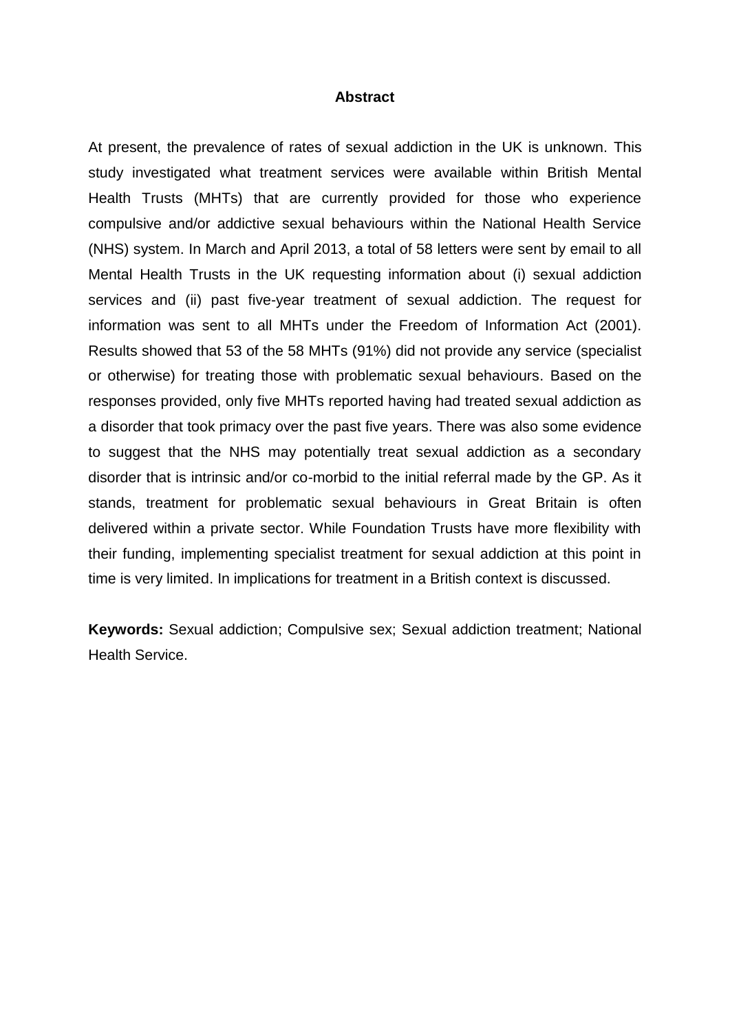## Abstract

At present, the prevalence of rates of sexual addiction in the UK is unknown. This study investigated what treatment services were available within British Mental Health Trusts (MHTs) that are currently provided for those who experience compulsive and/or addictive sexual behaviours within the National Health Service (NHS) system. In March and April 2013, a total of 58 letters were sent by email to all Mental Health Trusts in the UK requesting information about (i) sexual addiction services and (ii) past five-year treatment of sexual addiction. The request for information was sent to all MHTs under the Freedom of Information Act (2001). Results showed that 53 of the 58 MHTs (91%) did not provide any service (specialist or otherwise) for treating those with problematic sexual behaviours. Based on the responses provided, only five MHTs reported having had treated sexual addiction as a disorder that took primacy over the past five years. There was also some evidence to suggest that the NHS may potentially treat sexual addiction as a secondary disorder that is intrinsic and/or co-morbid to the initial referral made by the GP. As it stands, treatment for problematic sexual behaviours in Great Britain is often delivered within a private sector. While Foundation Trusts have more flexibility with their funding, implementing specialist treatment for sexual addiction at this point in time is very limited. In implications for treatment in a British context is discussed.

**Keywords:** Sexual addiction; Compulsive sex; Sexual addiction treatment; National Health Service.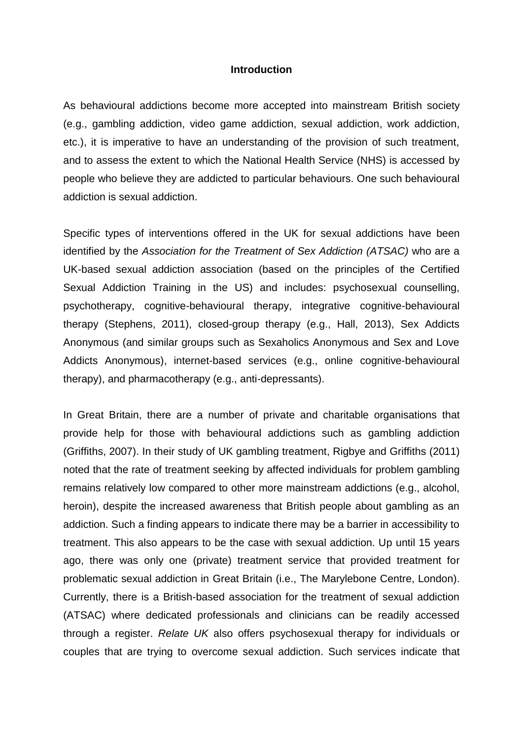## Introduction

As behavioural addictions become more accepted into mainstream British society (e.g., gambling addiction, video game addiction, sexual addiction, work addiction, etc.), it is imperative to have an understanding of the provision of such treatment, and to assess the extent to which the National Health Service (NHS) is accessed by people who believe they are addicted to particular behaviours. One such behavioural addiction is sexual addiction.

Specific types of interventions offered in the UK for sexual addictions have been identified by the *Association for the Treatment of Sex Addiction (ATSAC)* who are a UK-based sexual addiction association (based on the principles of the Certified Sexual Addiction Training in the US) and includes: psychosexual counselling, psychotherapy, cognitive-behavioural therapy, integrative cognitive-behavioural therapy (Stephens, 2011), closed-group therapy (e.g., Hall, 2013), Sex Addicts Anonymous (and similar groups such as Sexaholics Anonymous and Sex and Love Addicts Anonymous), internet-based services (e.g., online cognitive-behavioural therapy), and pharmacotherapy (e.g., anti-depressants).

In Great Britain, there are a number of private and charitable organisations that provide help for those with behavioural addictions such as gambling addiction (Griffiths, 2007). In their study of UK gambling treatment, Rigbye and Griffiths (2011) noted that the rate of treatment seeking by affected individuals for problem gambling remains relatively low compared to other more mainstream addictions (e.g., alcohol, heroin), despite the increased awareness that British people about gambling as an addiction. Such a finding appears to indicate there may be a barrier in accessibility to treatment. This also appears to be the case with sexual addiction. Up until 15 years ago, there was only one (private) treatment service that provided treatment for problematic sexual addiction in Great Britain (i.e., The Marylebone Centre, London). Currently, there is a British-based association for the treatment of sexual addiction (ATSAC) where dedicated professionals and clinicians can be readily accessed through a register. *Relate UK* also offers psychosexual therapy for individuals or couples that are trying to overcome sexual addiction. Such services indicate that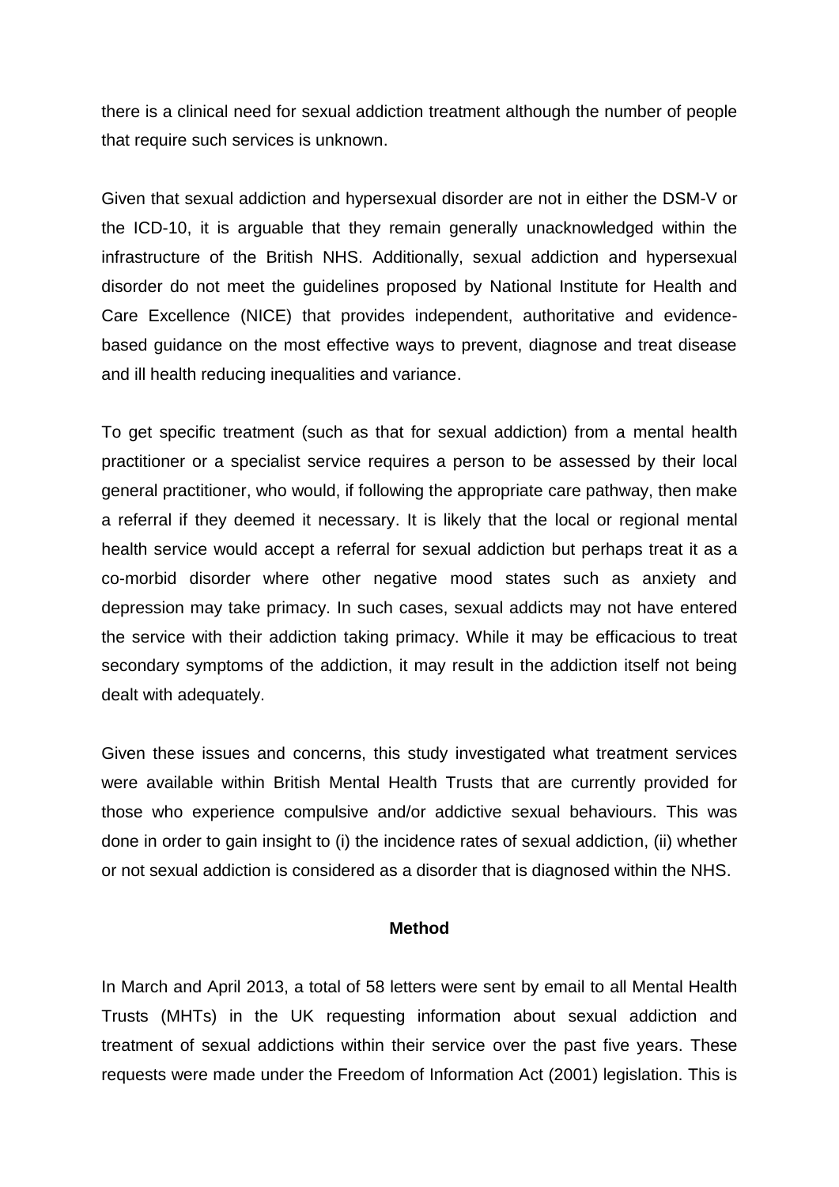there is a clinical need for sexual addiction treatment although the number of people that require such services is unknown.

Given that sexual addiction and hypersexual disorder are not in either the DSM-V or the ICD-10, it is arguable that they remain generally unacknowledged within the infrastructure of the British NHS. Additionally, sexual addiction and hypersexual disorder do not meet the guidelines proposed by National Institute for Health and Care Excellence (NICE) that provides independent, authoritative and evidence-based guidance on the most effective ways to prevent, diagnose and treat disease and ill health reducing inequalities and variance.

To get specific treatment (such as that for sexual addiction) from a mental health practitioner or a specialist service requires a person to be assessed by their local general practitioner, who would, if following the appropriate care pathway, then make a referral if they deemed it necessary. It is likely that the local or regional mental health service would accept a referral for sexual addiction but perhaps treat it as a co-morbid disorder where other negative mood states such as anxiety and depression may take primacy. In such cases, sexual addicts may not have entered the service with their addiction taking primacy. While it may be efficacious to treat secondary symptoms of the addiction, it may result in the addiction itself not being dealt with adequately.

Given these issues and concerns, this study investigated what treatment services were available within British Mental Health Trusts that are currently provided for those who experience compulsive and/or addictive sexual behaviours. This was done in order to gain insight to (i) the incidence rates of sexual addiction, (ii) whether or not sexual addiction is considered as a disorder that is diagnosed within the NHS.

## Method

In March and April 2013, a total of 58 letters were sent by email to all Mental Health Trusts (MHTs) in the UK requesting information about sexual addiction and treatment of sexual addictions within their service over the past five years. These requests were made under the Freedom of Information Act (2001) legislation. This is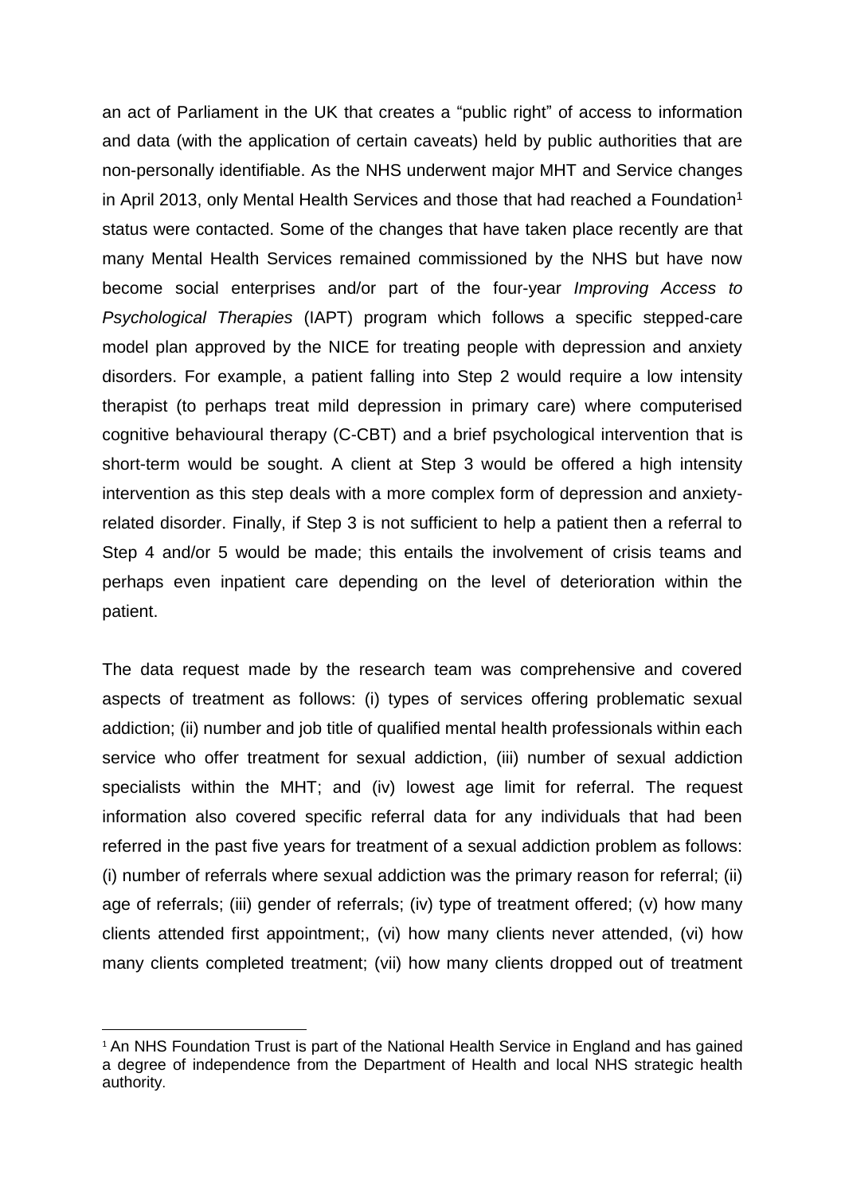an act of Parliament in the UK that creates a "public right" of access to information and data (with the application of certain caveats) held by public authorities that are non-personally identifiable. As the NHS underwent major MHT and Service changes in April 2013, only Mental Health Services and those that had reached a Foundation[1] status were contacted. Some of the changes that have taken place recently are that many Mental Health Services remained commissioned by the NHS but have now become social enterprises and/or part of the four-year *Improving Access to Psychological Therapies* (IAPT) program which follows a specific stepped-care model plan approved by the NICE for treating people with depression and anxiety disorders. For example, a patient falling into Step 2 would require a low intensity therapist (to perhaps treat mild depression in primary care) where computerised cognitive behavioural therapy (C-CBT) and a brief psychological intervention that is short-term would be sought. A client at Step 3 would be offered a high intensity intervention as this step deals with a more complex form of depression and anxiety-related disorder. Finally, if Step 3 is not sufficient to help a patient then a referral to Step 4 and/or 5 would be made; this entails the involvement of crisis teams and perhaps even inpatient care depending on the level of deterioration within the patient.

The data request made by the research team was comprehensive and covered aspects of treatment as follows: (i) types of services offering problematic sexual addiction; (ii) number and job title of qualified mental health professionals within each service who offer treatment for sexual addiction, (iii) number of sexual addiction specialists within the MHT; and (iv) lowest age limit for referral. The request information also covered specific referral data for any individuals that had been referred in the past five years for treatment of a sexual addiction problem as follows: (i) number of referrals where sexual addiction was the primary reason for referral; (ii) age of referrals; (iii) gender of referrals; (iv) type of treatment offered; (v) how many clients attended first appointment;, (vi) how many clients never attended, (vi) how many clients completed treatment; (vii) how many clients dropped out of treatment

[1] An NHS Foundation Trust is part of the National Health Service in England and has gained a degree of independence from the Department of Health and local NHS strategic health authority.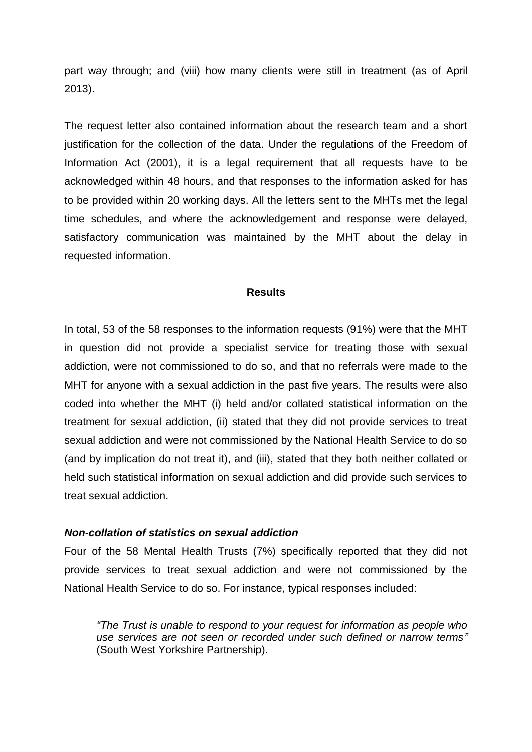part way through; and (viii) how many clients were still in treatment (as of April 2013).

The request letter also contained information about the research team and a short justification for the collection of the data. Under the regulations of the Freedom of Information Act (2001), it is a legal requirement that all requests have to be acknowledged within 48 hours, and that responses to the information asked for has to be provided within 20 working days. All the letters sent to the MHTs met the legal time schedules, and where the acknowledgement and response were delayed, satisfactory communication was maintained by the MHT about the delay in requested information.

## Results

In total, 53 of the 58 responses to the information requests (91%) were that the MHT in question did not provide a specialist service for treating those with sexual addiction, were not commissioned to do so, and that no referrals were made to the MHT for anyone with a sexual addiction in the past five years. The results were also coded into whether the MHT (i) held and/or collated statistical information on the treatment for sexual addiction, (ii) stated that they did not provide services to treat sexual addiction and were not commissioned by the National Health Service to do so (and by implication do not treat it), and (iii), stated that they both neither collated or held such statistical information on sexual addiction and did provide such services to treat sexual addiction.

### *Non-collation of statistics on sexual addiction*

Four of the 58 Mental Health Trusts (7%) specifically reported that they did not provide services to treat sexual addiction and were not commissioned by the National Health Service to do so. For instance, typical responses included:

> *"The Trust is unable to respond to your request for information as people who use services are not seen or recorded under such defined or narrow terms"* (South West Yorkshire Partnership).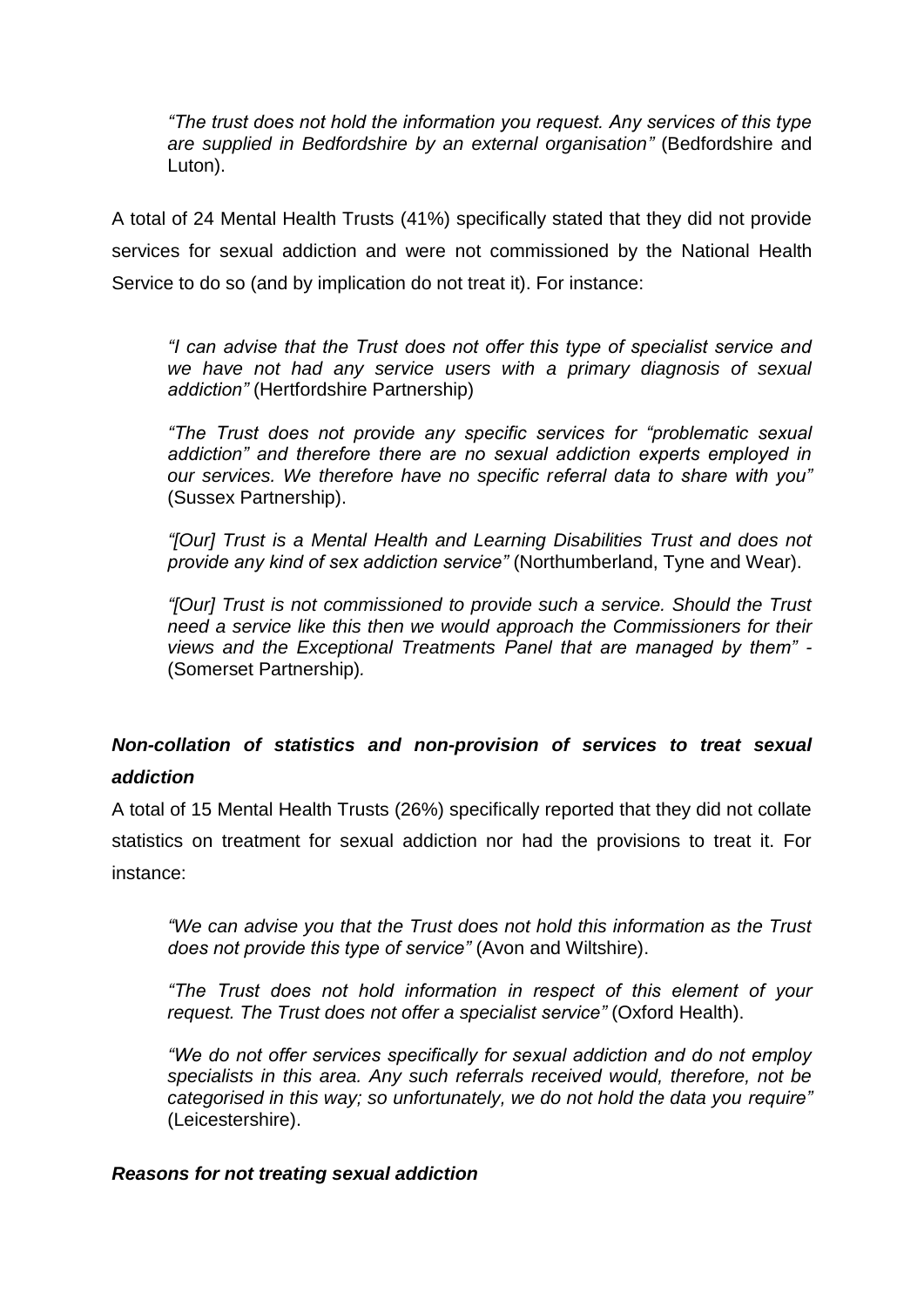*"The trust does not hold the information you request. Any services of this type are supplied in Bedfordshire by an external organisation"* (Bedfordshire and Luton).

A total of 24 Mental Health Trusts (41%) specifically stated that they did not provide services for sexual addiction and were not commissioned by the National Health Service to do so (and by implication do not treat it). For instance:

> *"I can advise that the Trust does not offer this type of specialist service and we have not had any service users with a primary diagnosis of sexual addiction"* (Hertfordshire Partnership)
>
> *"The Trust does not provide any specific services for "problematic sexual addiction" and therefore there are no sexual addiction experts employed in our services. We therefore have no specific referral data to share with you"* (Sussex Partnership).
>
> *"[Our] Trust is a Mental Health and Learning Disabilities Trust and does not provide any kind of sex addiction service"* (Northumberland, Tyne and Wear).
>
> *"[Our] Trust is not commissioned to provide such a service. Should the Trust need a service like this then we would approach the Commissioners for their views and the Exceptional Treatments Panel that are managed by them"* - (Somerset Partnership).

### *Non-collation of statistics and non-provision of services to treat sexual addiction*

A total of 15 Mental Health Trusts (26%) specifically reported that they did not collate statistics on treatment for sexual addiction nor had the provisions to treat it. For instance:

> *"We can advise you that the Trust does not hold this information as the Trust does not provide this type of service"* (Avon and Wiltshire).
>
> *"The Trust does not hold information in respect of this element of your request. The Trust does not offer a specialist service"* (Oxford Health).
>
> *"We do not offer services specifically for sexual addiction and do not employ specialists in this area. Any such referrals received would, therefore, not be categorised in this way; so unfortunately, we do not hold the data you require"* (Leicestershire).

### *Reasons for not treating sexual addiction*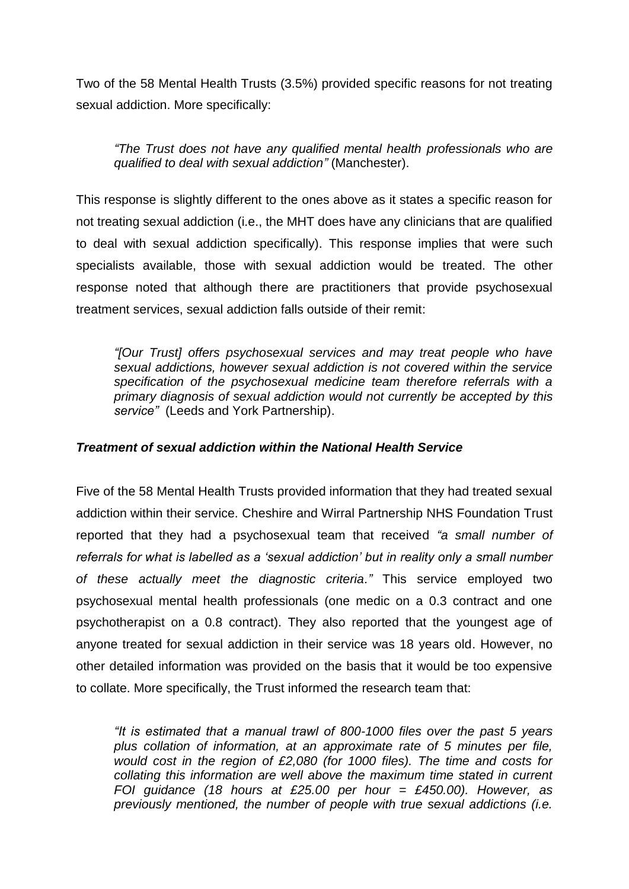Two of the 58 Mental Health Trusts (3.5%) provided specific reasons for not treating sexual addiction. More specifically:

> *"The Trust does not have any qualified mental health professionals who are qualified to deal with sexual addiction"* (Manchester).

This response is slightly different to the ones above as it states a specific reason for not treating sexual addiction (i.e., the MHT does have any clinicians that are qualified to deal with sexual addiction specifically). This response implies that were such specialists available, those with sexual addiction would be treated. The other response noted that although there are practitioners that provide psychosexual treatment services, sexual addiction falls outside of their remit:

> *"[Our Trust] offers psychosexual services and may treat people who have sexual addictions, however sexual addiction is not covered within the service specification of the psychosexual medicine team therefore referrals with a primary diagnosis of sexual addiction would not currently be accepted by this service"* (Leeds and York Partnership).

***Treatment of sexual addiction within the National Health Service***

Five of the 58 Mental Health Trusts provided information that they had treated sexual addiction within their service. Cheshire and Wirral Partnership NHS Foundation Trust reported that they had a psychosexual team that received *"a small number of referrals for what is labelled as a 'sexual addiction' but in reality only a small number of these actually meet the diagnostic criteria."* This service employed two psychosexual mental health professionals (one medic on a 0.3 contract and one psychotherapist on a 0.8 contract). They also reported that the youngest age of anyone treated for sexual addiction in their service was 18 years old. However, no other detailed information was provided on the basis that it would be too expensive to collate. More specifically, the Trust informed the research team that:

> *"It is estimated that a manual trawl of 800-1000 files over the past 5 years plus collation of information, at an approximate rate of 5 minutes per file, would cost in the region of £2,080 (for 1000 files). The time and costs for collating this information are well above the maximum time stated in current FOI guidance (18 hours at £25.00 per hour = £450.00). However, as previously mentioned, the number of people with true sexual addictions (i.e.*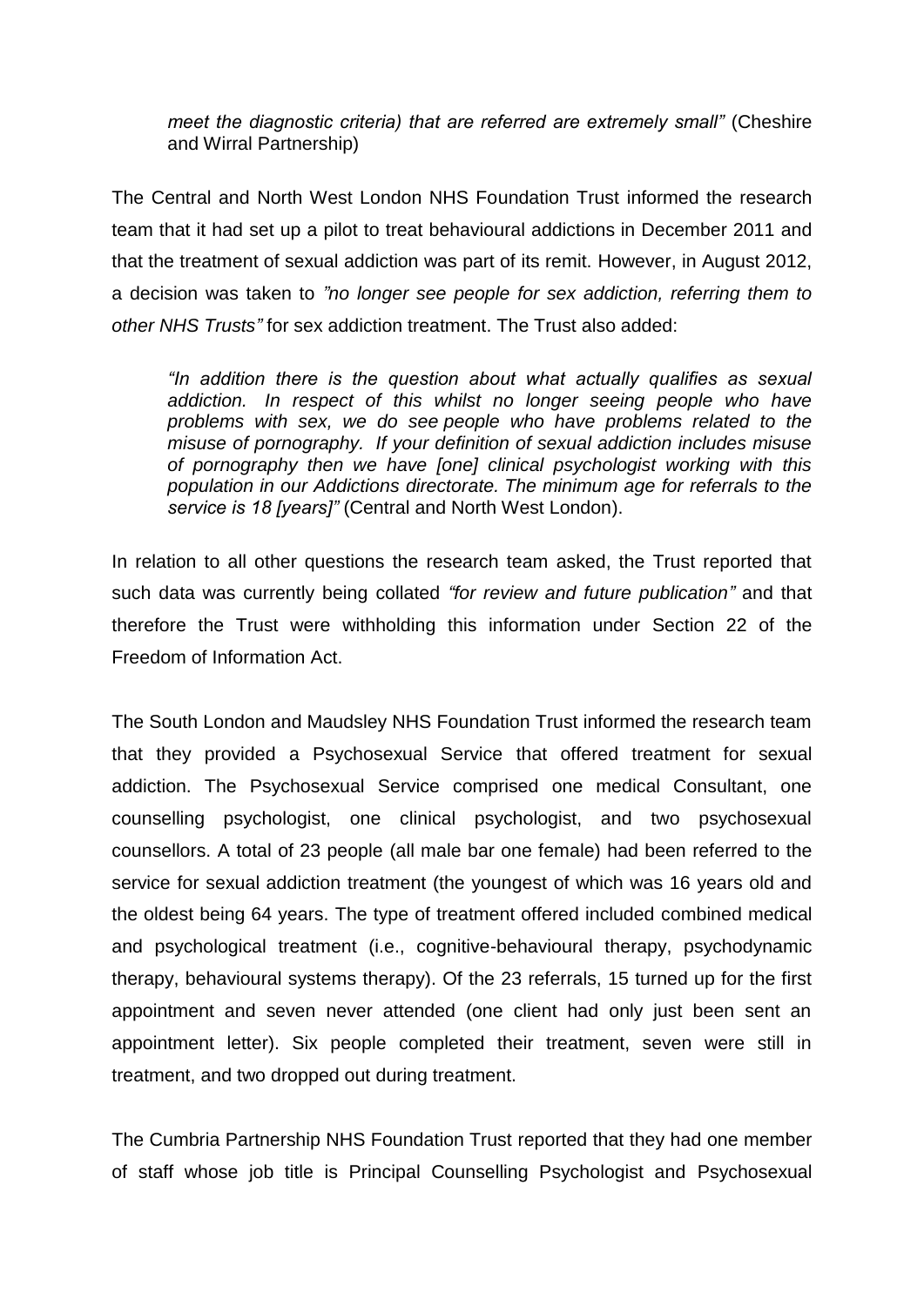*meet the diagnostic criteria) that are referred are extremely small"* (Cheshire and Wirral Partnership)

The Central and North West London NHS Foundation Trust informed the research team that it had set up a pilot to treat behavioural addictions in December 2011 and that the treatment of sexual addiction was part of its remit. However, in August 2012, a decision was taken to *"no longer see people for sex addiction, referring them to other NHS Trusts"* for sex addiction treatment. The Trust also added:

> *"In addition there is the question about what actually qualifies as sexual addiction. In respect of this whilst no longer seeing people who have problems with sex, we do see people who have problems related to the misuse of pornography. If your definition of sexual addiction includes misuse of pornography then we have [one] clinical psychologist working with this population in our Addictions directorate. The minimum age for referrals to the service is 18 [years]"* (Central and North West London).

In relation to all other questions the research team asked, the Trust reported that such data was currently being collated *"for review and future publication"* and that therefore the Trust were withholding this information under Section 22 of the Freedom of Information Act.

The South London and Maudsley NHS Foundation Trust informed the research team that they provided a Psychosexual Service that offered treatment for sexual addiction. The Psychosexual Service comprised one medical Consultant, one counselling psychologist, one clinical psychologist, and two psychosexual counsellors. A total of 23 people (all male bar one female) had been referred to the service for sexual addiction treatment (the youngest of which was 16 years old and the oldest being 64 years. The type of treatment offered included combined medical and psychological treatment (i.e., cognitive-behavioural therapy, psychodynamic therapy, behavioural systems therapy). Of the 23 referrals, 15 turned up for the first appointment and seven never attended (one client had only just been sent an appointment letter). Six people completed their treatment, seven were still in treatment, and two dropped out during treatment.

The Cumbria Partnership NHS Foundation Trust reported that they had one member of staff whose job title is Principal Counselling Psychologist and Psychosexual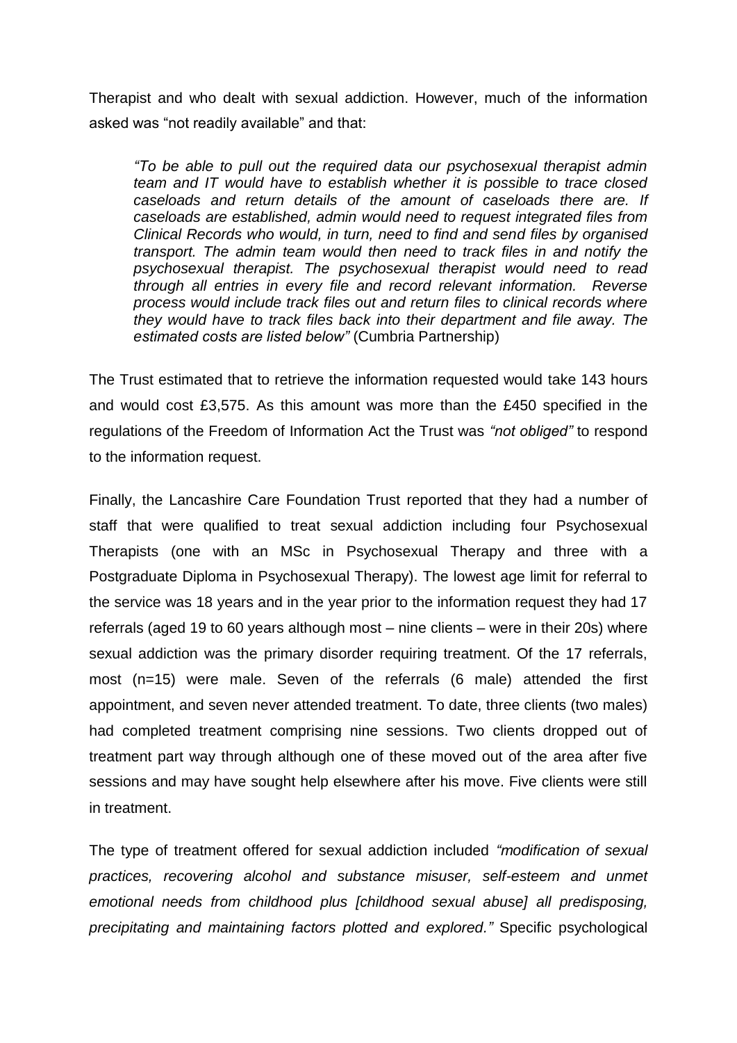Therapist and who dealt with sexual addiction. However, much of the information asked was "not readily available" and that:

> *"To be able to pull out the required data our psychosexual therapist admin team and IT would have to establish whether it is possible to trace closed caseloads and return details of the amount of caseloads there are. If caseloads are established, admin would need to request integrated files from Clinical Records who would, in turn, need to find and send files by organised transport. The admin team would then need to track files in and notify the psychosexual therapist. The psychosexual therapist would need to read through all entries in every file and record relevant information. Reverse process would include track files out and return files to clinical records where they would have to track files back into their department and file away. The estimated costs are listed below"* (Cumbria Partnership)

The Trust estimated that to retrieve the information requested would take 143 hours and would cost £3,575. As this amount was more than the £450 specified in the regulations of the Freedom of Information Act the Trust was *"not obliged"* to respond to the information request.

Finally, the Lancashire Care Foundation Trust reported that they had a number of staff that were qualified to treat sexual addiction including four Psychosexual Therapists (one with an MSc in Psychosexual Therapy and three with a Postgraduate Diploma in Psychosexual Therapy). The lowest age limit for referral to the service was 18 years and in the year prior to the information request they had 17 referrals (aged 19 to 60 years although most – nine clients – were in their 20s) where sexual addiction was the primary disorder requiring treatment. Of the 17 referrals, most (n=15) were male. Seven of the referrals (6 male) attended the first appointment, and seven never attended treatment. To date, three clients (two males) had completed treatment comprising nine sessions. Two clients dropped out of treatment part way through although one of these moved out of the area after five sessions and may have sought help elsewhere after his move. Five clients were still in treatment.

The type of treatment offered for sexual addiction included *"modification of sexual practices, recovering alcohol and substance misuser, self-esteem and unmet emotional needs from childhood plus [childhood sexual abuse] all predisposing, precipitating and maintaining factors plotted and explored."* Specific psychological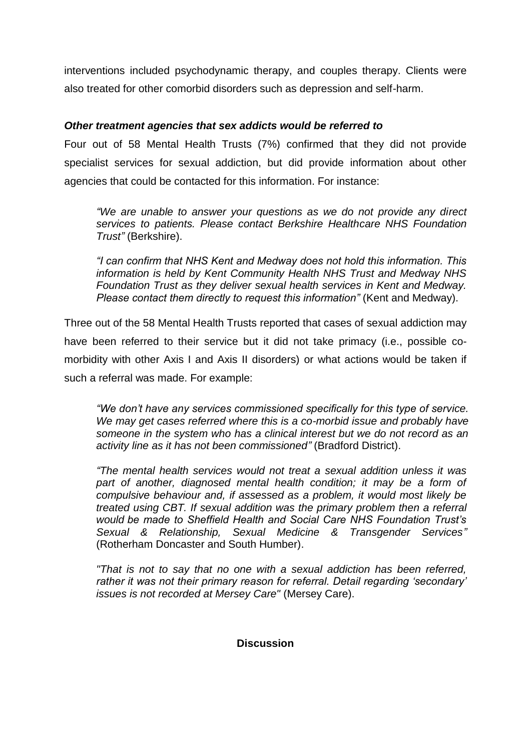interventions included psychodynamic therapy, and couples therapy. Clients were also treated for other comorbid disorders such as depression and self-harm.

***Other treatment agencies that sex addicts would be referred to***

Four out of 58 Mental Health Trusts (7%) confirmed that they did not provide specialist services for sexual addiction, but did provide information about other agencies that could be contacted for this information. For instance:

> *"We are unable to answer your questions as we do not provide any direct services to patients. Please contact Berkshire Healthcare NHS Foundation Trust"* (Berkshire).

> *"I can confirm that NHS Kent and Medway does not hold this information. This information is held by Kent Community Health NHS Trust and Medway NHS Foundation Trust as they deliver sexual health services in Kent and Medway. Please contact them directly to request this information"* (Kent and Medway).

Three out of the 58 Mental Health Trusts reported that cases of sexual addiction may have been referred to their service but it did not take primacy (i.e., possible co-morbidity with other Axis I and Axis II disorders) or what actions would be taken if such a referral was made. For example:

> *"We don't have any services commissioned specifically for this type of service. We may get cases referred where this is a co-morbid issue and probably have someone in the system who has a clinical interest but we do not record as an activity line as it has not been commissioned"* (Bradford District).

> *"The mental health services would not treat a sexual addition unless it was part of another, diagnosed mental health condition; it may be a form of compulsive behaviour and, if assessed as a problem, it would most likely be treated using CBT. If sexual addition was the primary problem then a referral would be made to Sheffield Health and Social Care NHS Foundation Trust's Sexual & Relationship, Sexual Medicine & Transgender Services"* (Rotherham Doncaster and South Humber).

> *"That is not to say that no one with a sexual addiction has been referred, rather it was not their primary reason for referral. Detail regarding 'secondary' issues is not recorded at Mersey Care"* (Mersey Care).

## Discussion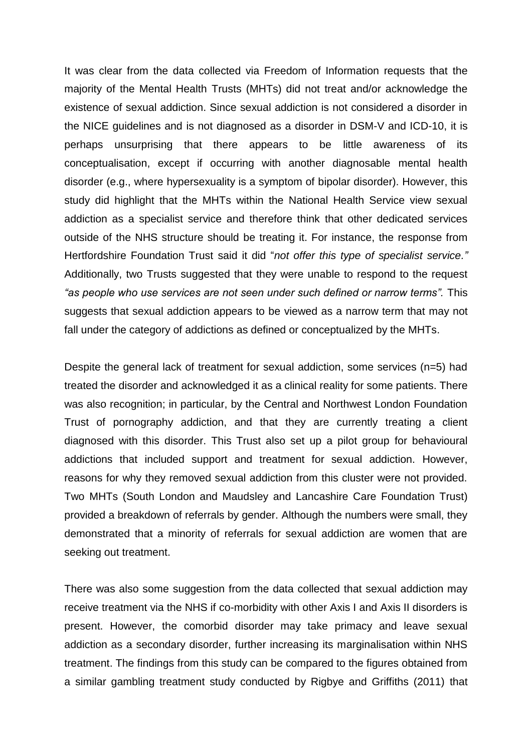It was clear from the data collected via Freedom of Information requests that the majority of the Mental Health Trusts (MHTs) did not treat and/or acknowledge the existence of sexual addiction. Since sexual addiction is not considered a disorder in the NICE guidelines and is not diagnosed as a disorder in DSM-V and ICD-10, it is perhaps unsurprising that there appears to be little awareness of its conceptualisation, except if occurring with another diagnosable mental health disorder (e.g., where hypersexuality is a symptom of bipolar disorder). However, this study did highlight that the MHTs within the National Health Service view sexual addiction as a specialist service and therefore think that other dedicated services outside of the NHS structure should be treating it. For instance, the response from Hertfordshire Foundation Trust said it did "*not offer this type of specialist service."* Additionally, two Trusts suggested that they were unable to respond to the request *"as people who use services are not seen under such defined or narrow terms".* This suggests that sexual addiction appears to be viewed as a narrow term that may not fall under the category of addictions as defined or conceptualized by the MHTs.

Despite the general lack of treatment for sexual addiction, some services (n=5) had treated the disorder and acknowledged it as a clinical reality for some patients. There was also recognition; in particular, by the Central and Northwest London Foundation Trust of pornography addiction, and that they are currently treating a client diagnosed with this disorder. This Trust also set up a pilot group for behavioural addictions that included support and treatment for sexual addiction. However, reasons for why they removed sexual addiction from this cluster were not provided. Two MHTs (South London and Maudsley and Lancashire Care Foundation Trust) provided a breakdown of referrals by gender. Although the numbers were small, they demonstrated that a minority of referrals for sexual addiction are women that are seeking out treatment.

There was also some suggestion from the data collected that sexual addiction may receive treatment via the NHS if co-morbidity with other Axis I and Axis II disorders is present. However, the comorbid disorder may take primacy and leave sexual addiction as a secondary disorder, further increasing its marginalisation within NHS treatment. The findings from this study can be compared to the figures obtained from a similar gambling treatment study conducted by Rigbye and Griffiths (2011) that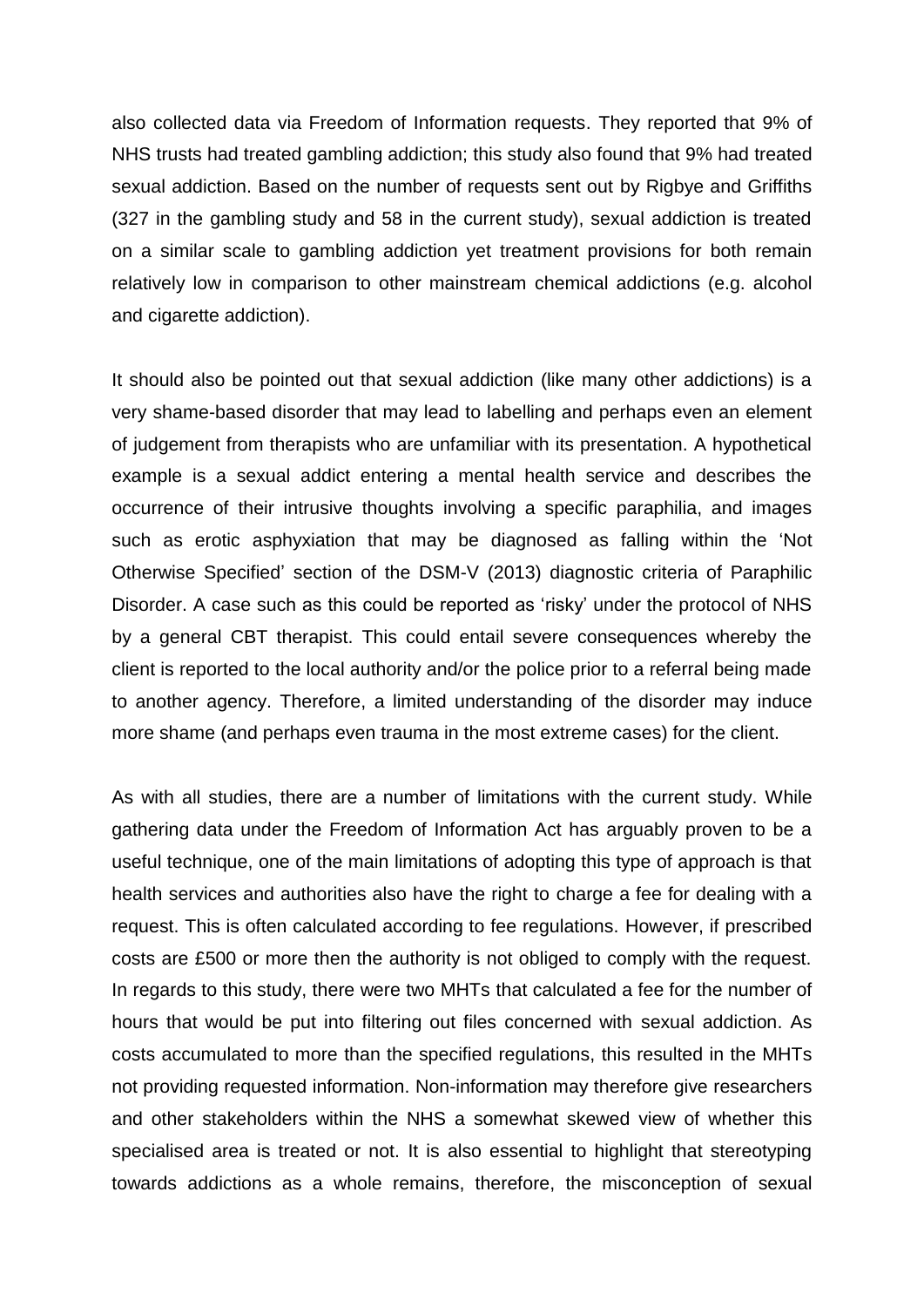also collected data via Freedom of Information requests. They reported that 9% of NHS trusts had treated gambling addiction; this study also found that 9% had treated sexual addiction. Based on the number of requests sent out by Rigbye and Griffiths (327 in the gambling study and 58 in the current study), sexual addiction is treated on a similar scale to gambling addiction yet treatment provisions for both remain relatively low in comparison to other mainstream chemical addictions (e.g. alcohol and cigarette addiction).

It should also be pointed out that sexual addiction (like many other addictions) is a very shame-based disorder that may lead to labelling and perhaps even an element of judgement from therapists who are unfamiliar with its presentation. A hypothetical example is a sexual addict entering a mental health service and describes the occurrence of their intrusive thoughts involving a specific paraphilia, and images such as erotic asphyxiation that may be diagnosed as falling within the 'Not Otherwise Specified' section of the DSM-V (2013) diagnostic criteria of Paraphilic Disorder. A case such as this could be reported as 'risky' under the protocol of NHS by a general CBT therapist. This could entail severe consequences whereby the client is reported to the local authority and/or the police prior to a referral being made to another agency. Therefore, a limited understanding of the disorder may induce more shame (and perhaps even trauma in the most extreme cases) for the client.

As with all studies, there are a number of limitations with the current study. While gathering data under the Freedom of Information Act has arguably proven to be a useful technique, one of the main limitations of adopting this type of approach is that health services and authorities also have the right to charge a fee for dealing with a request. This is often calculated according to fee regulations. However, if prescribed costs are £500 or more then the authority is not obliged to comply with the request. In regards to this study, there were two MHTs that calculated a fee for the number of hours that would be put into filtering out files concerned with sexual addiction. As costs accumulated to more than the specified regulations, this resulted in the MHTs not providing requested information. Non-information may therefore give researchers and other stakeholders within the NHS a somewhat skewed view of whether this specialised area is treated or not. It is also essential to highlight that stereotyping towards addictions as a whole remains, therefore, the misconception of sexual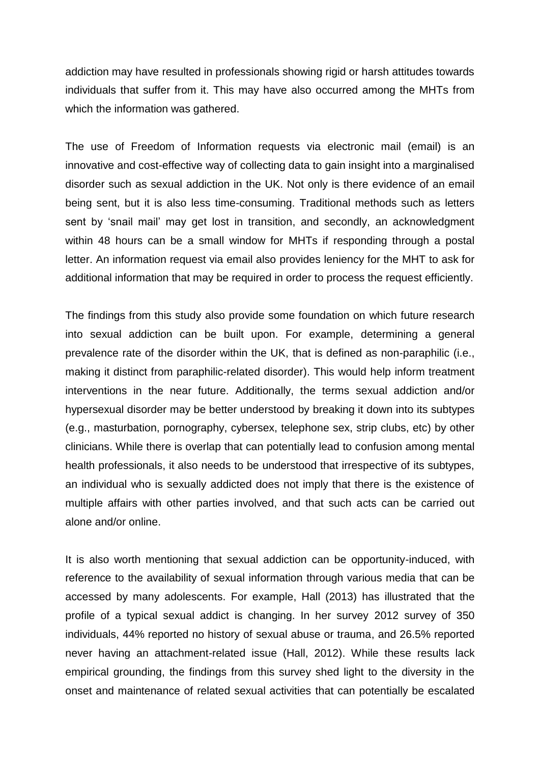addiction may have resulted in professionals showing rigid or harsh attitudes towards individuals that suffer from it. This may have also occurred among the MHTs from which the information was gathered.

The use of Freedom of Information requests via electronic mail (email) is an innovative and cost-effective way of collecting data to gain insight into a marginalised disorder such as sexual addiction in the UK. Not only is there evidence of an email being sent, but it is also less time-consuming. Traditional methods such as letters sent by 'snail mail' may get lost in transition, and secondly, an acknowledgment within 48 hours can be a small window for MHTs if responding through a postal letter. An information request via email also provides leniency for the MHT to ask for additional information that may be required in order to process the request efficiently.

The findings from this study also provide some foundation on which future research into sexual addiction can be built upon. For example, determining a general prevalence rate of the disorder within the UK, that is defined as non-paraphilic (i.e., making it distinct from paraphilic-related disorder). This would help inform treatment interventions in the near future. Additionally, the terms sexual addiction and/or hypersexual disorder may be better understood by breaking it down into its subtypes (e.g., masturbation, pornography, cybersex, telephone sex, strip clubs, etc) by other clinicians. While there is overlap that can potentially lead to confusion among mental health professionals, it also needs to be understood that irrespective of its subtypes, an individual who is sexually addicted does not imply that there is the existence of multiple affairs with other parties involved, and that such acts can be carried out alone and/or online.

It is also worth mentioning that sexual addiction can be opportunity-induced, with reference to the availability of sexual information through various media that can be accessed by many adolescents. For example, Hall (2013) has illustrated that the profile of a typical sexual addict is changing. In her survey 2012 survey of 350 individuals, 44% reported no history of sexual abuse or trauma, and 26.5% reported never having an attachment-related issue (Hall, 2012). While these results lack empirical grounding, the findings from this survey shed light to the diversity in the onset and maintenance of related sexual activities that can potentially be escalated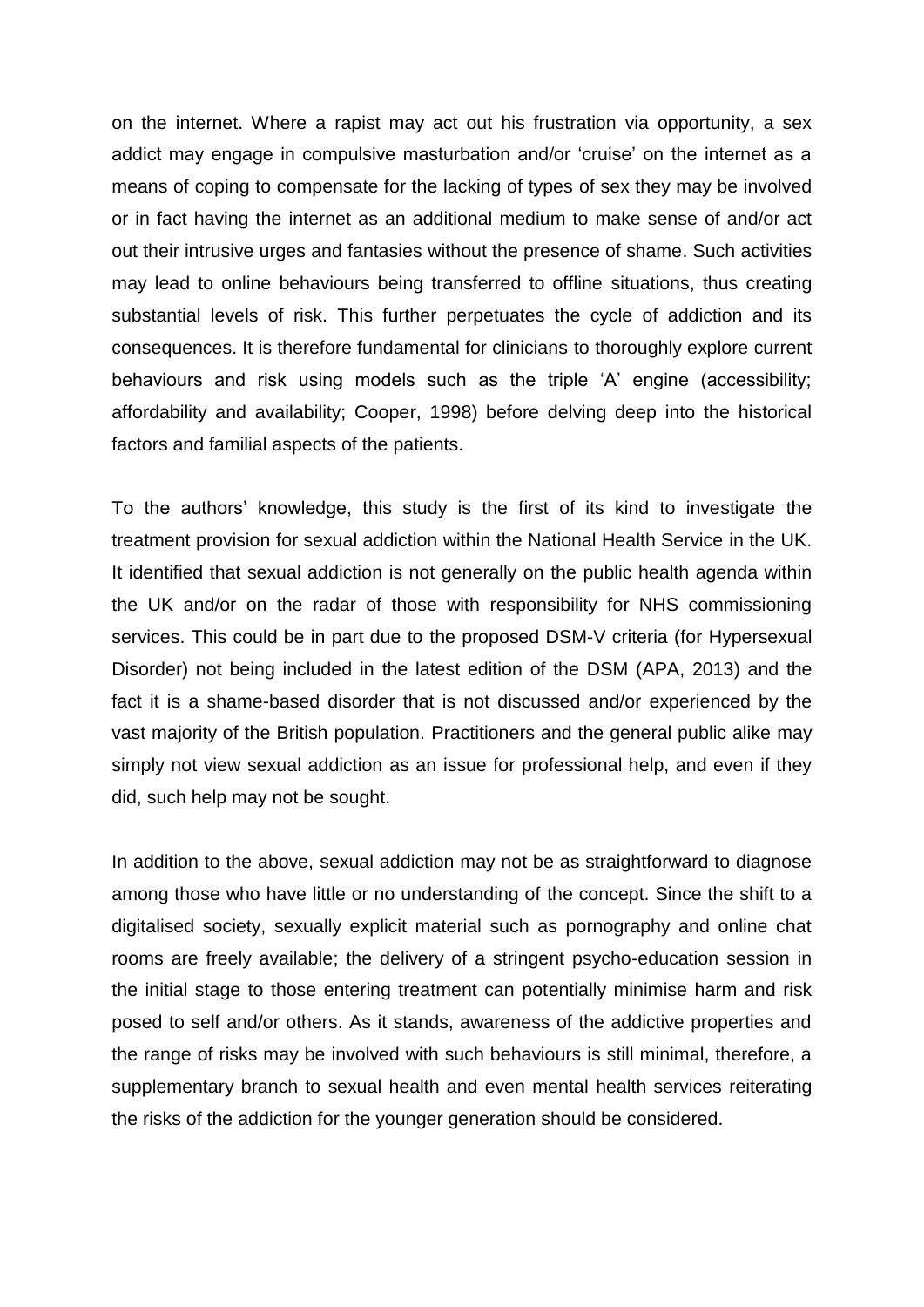on the internet. Where a rapist may act out his frustration via opportunity, a sex addict may engage in compulsive masturbation and/or 'cruise' on the internet as a means of coping to compensate for the lacking of types of sex they may be involved or in fact having the internet as an additional medium to make sense of and/or act out their intrusive urges and fantasies without the presence of shame. Such activities may lead to online behaviours being transferred to offline situations, thus creating substantial levels of risk. This further perpetuates the cycle of addiction and its consequences. It is therefore fundamental for clinicians to thoroughly explore current behaviours and risk using models such as the triple 'A' engine (accessibility; affordability and availability; Cooper, 1998) before delving deep into the historical factors and familial aspects of the patients.

To the authors' knowledge, this study is the first of its kind to investigate the treatment provision for sexual addiction within the National Health Service in the UK. It identified that sexual addiction is not generally on the public health agenda within the UK and/or on the radar of those with responsibility for NHS commissioning services. This could be in part due to the proposed DSM-V criteria (for Hypersexual Disorder) not being included in the latest edition of the DSM (APA, 2013) and the fact it is a shame-based disorder that is not discussed and/or experienced by the vast majority of the British population. Practitioners and the general public alike may simply not view sexual addiction as an issue for professional help, and even if they did, such help may not be sought.

In addition to the above, sexual addiction may not be as straightforward to diagnose among those who have little or no understanding of the concept. Since the shift to a digitalised society, sexually explicit material such as pornography and online chat rooms are freely available; the delivery of a stringent psycho-education session in the initial stage to those entering treatment can potentially minimise harm and risk posed to self and/or others. As it stands, awareness of the addictive properties and the range of risks may be involved with such behaviours is still minimal, therefore, a supplementary branch to sexual health and even mental health services reiterating the risks of the addiction for the younger generation should be considered.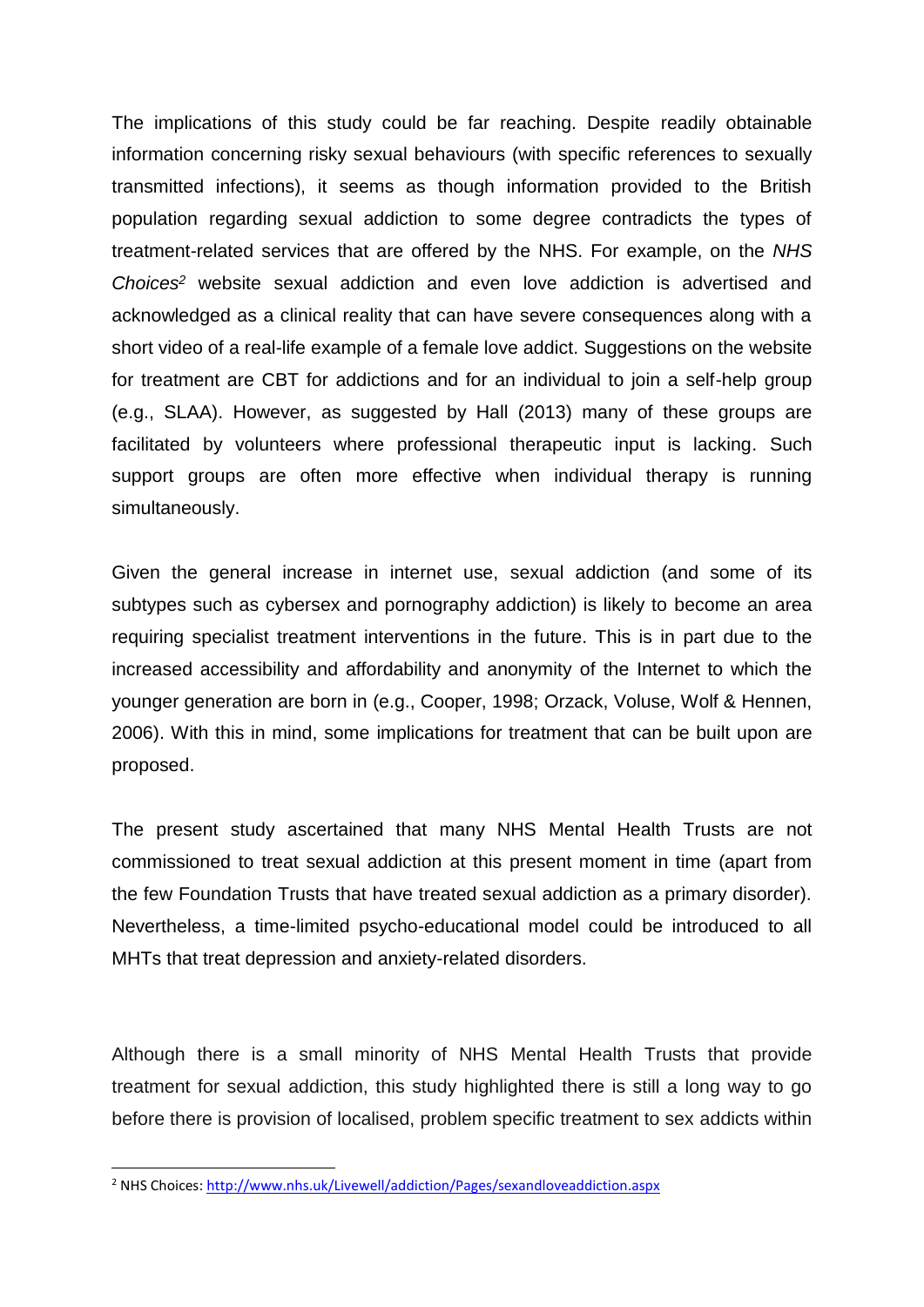The implications of this study could be far reaching. Despite readily obtainable information concerning risky sexual behaviours (with specific references to sexually transmitted infections), it seems as though information provided to the British population regarding sexual addiction to some degree contradicts the types of treatment-related services that are offered by the NHS. For example, on the *NHS Choices*[2] website sexual addiction and even love addiction is advertised and acknowledged as a clinical reality that can have severe consequences along with a short video of a real-life example of a female love addict. Suggestions on the website for treatment are CBT for addictions and for an individual to join a self-help group (e.g., SLAA). However, as suggested by Hall (2013) many of these groups are facilitated by volunteers where professional therapeutic input is lacking. Such support groups are often more effective when individual therapy is running simultaneously.

Given the general increase in internet use, sexual addiction (and some of its subtypes such as cybersex and pornography addiction) is likely to become an area requiring specialist treatment interventions in the future. This is in part due to the increased accessibility and affordability and anonymity of the Internet to which the younger generation are born in (e.g., Cooper, 1998; Orzack, Voluse, Wolf & Hennen, 2006). With this in mind, some implications for treatment that can be built upon are proposed.

The present study ascertained that many NHS Mental Health Trusts are not commissioned to treat sexual addiction at this present moment in time (apart from the few Foundation Trusts that have treated sexual addiction as a primary disorder). Nevertheless, a time-limited psycho-educational model could be introduced to all MHTs that treat depression and anxiety-related disorders.

Although there is a small minority of NHS Mental Health Trusts that provide treatment for sexual addiction, this study highlighted there is still a long way to go before there is provision of localised, problem specific treatment to sex addicts within

[2] NHS Choices: http://www.nhs.uk/Livewell/addiction/Pages/sexandloveaddiction.aspx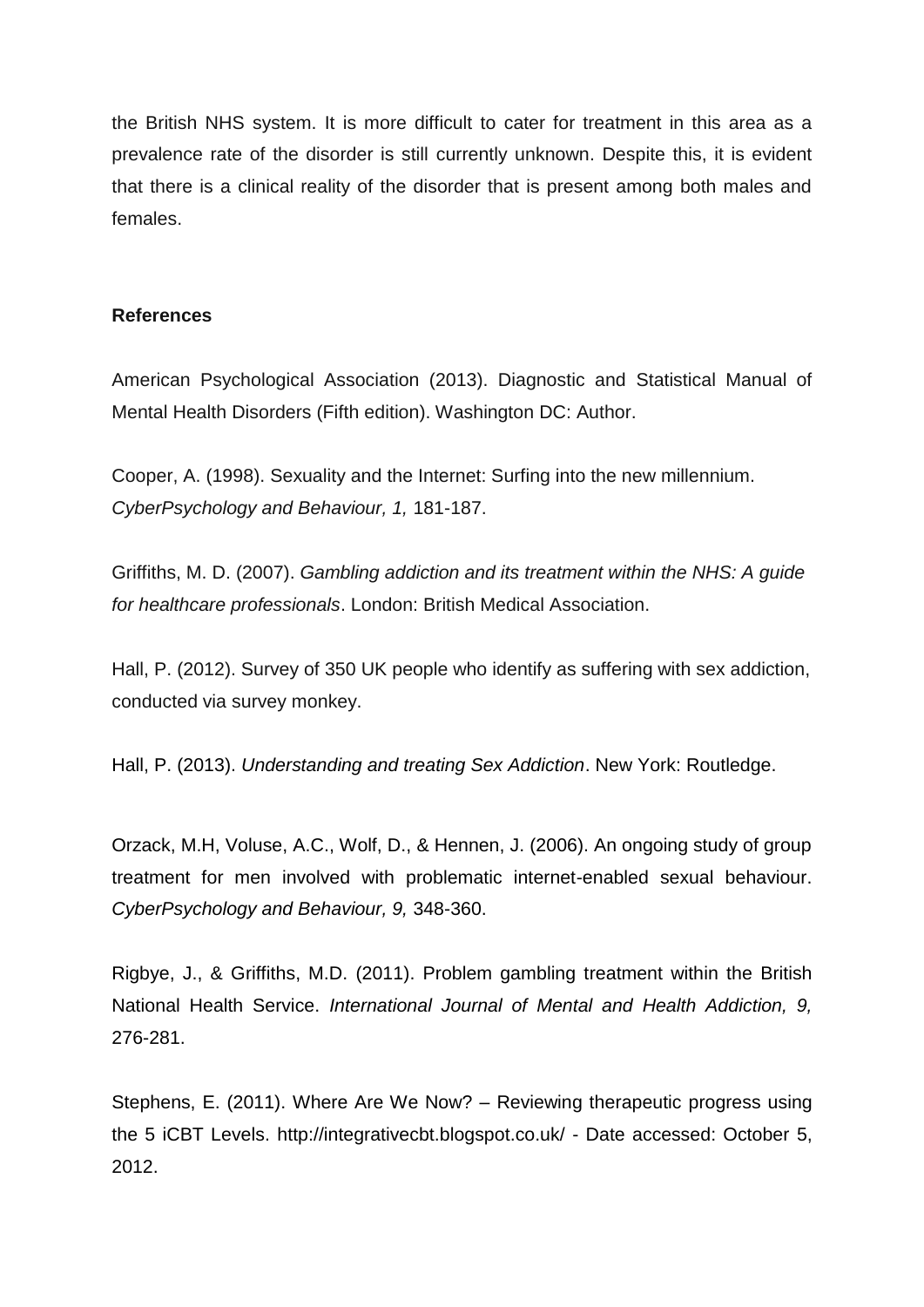the British NHS system. It is more difficult to cater for treatment in this area as a prevalence rate of the disorder is still currently unknown. Despite this, it is evident that there is a clinical reality of the disorder that is present among both males and females.

**References**

American Psychological Association (2013). Diagnostic and Statistical Manual of Mental Health Disorders (Fifth edition). Washington DC: Author.

Cooper, A. (1998). Sexuality and the Internet: Surfing into the new millennium. *CyberPsychology and Behaviour, 1,* 181-187.

Griffiths, M. D. (2007). *Gambling addiction and its treatment within the NHS: A guide for healthcare professionals*. London: British Medical Association.

Hall, P. (2012). Survey of 350 UK people who identify as suffering with sex addiction, conducted via survey monkey.

Hall, P. (2013). *Understanding and treating Sex Addiction*. New York: Routledge.

Orzack, M.H, Voluse, A.C., Wolf, D., & Hennen, J. (2006). An ongoing study of group treatment for men involved with problematic internet-enabled sexual behaviour. *CyberPsychology and Behaviour, 9,* 348-360.

Rigbye, J., & Griffiths, M.D. (2011). Problem gambling treatment within the British National Health Service. *International Journal of Mental and Health Addiction, 9,* 276-281.

Stephens, E. (2011). Where Are We Now? – Reviewing therapeutic progress using the 5 iCBT Levels. http://integrativecbt.blogspot.co.uk/ - Date accessed: October 5, 2012.